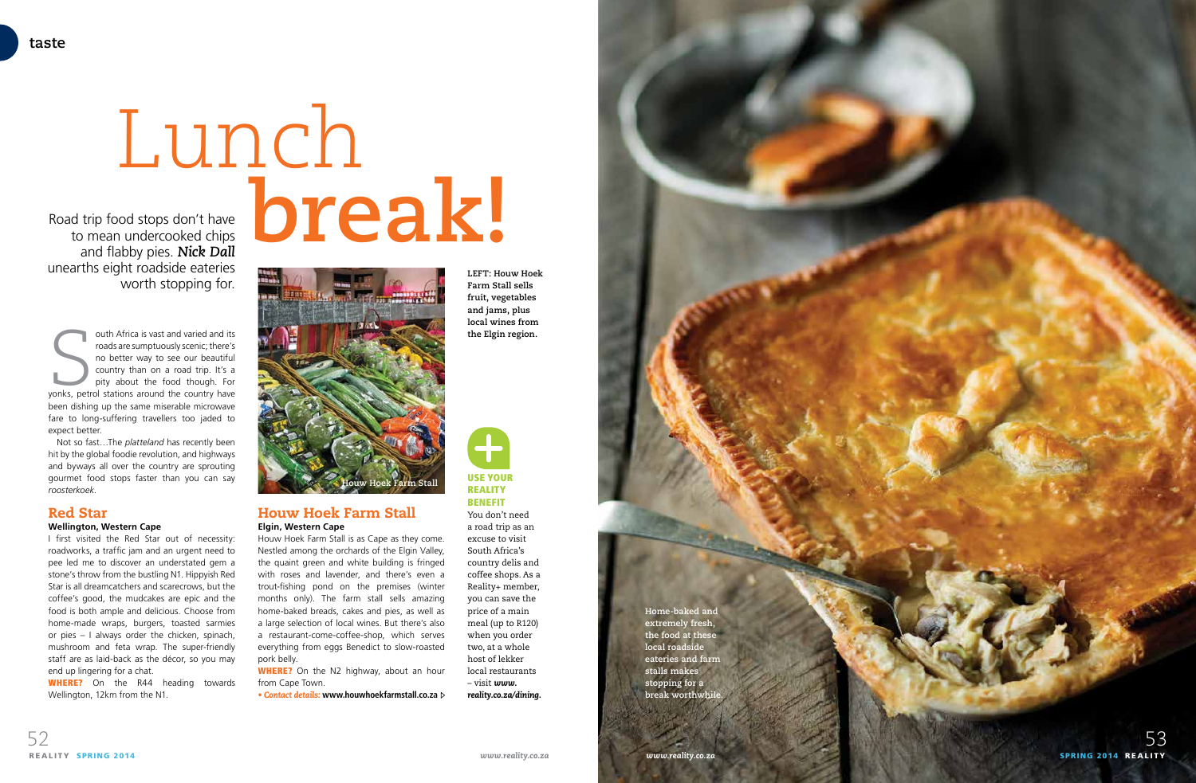# Lunch break!

Road trip food stops don't have to mean undercooked chips and flabby pies. ***Nick Dall*** unearths eight roadside eateries worth stopping for.

South Africa is vast and varied and its roads are sumptuously scenic; there's no better way to see our beautiful country than on a road trip. It's a pity about the food though. For yonks, petrol stations around the country have been dishing up the same miserable microwave fare to long-suffering travellers too jaded to expect better.

Not so fast…The *platteland* has recently been hit by the global foodie revolution, and highways and byways all over the country are sprouting gourmet food stops faster than you can say *roosterkoek*.

## Red Star

**Wellington, Western Cape**

I first visited the Red Star out of necessity: roadworks, a traffic jam and an urgent need to pee led me to discover an understated gem a stone's throw from the bustling N1. Hippyish Red Star is all dreamcatchers and scarecrows, but the coffee's good, the mudcakes are epic and the food is both ample and delicious. Choose from home-made wraps, burgers, toasted sarmies or pies – I always order the chicken, spinach, mushroom and feta wrap. The super-friendly staff are as laid-back as the décor, so you may end up lingering for a chat.

**WHERE?** On the R44 heading towards Wellington, 12km from the N1.

Houw Hoek Farm Stall

**LEFT: Houw Hoek Farm Stall sells fruit, vegetables and jams, plus local wines from the Elgin region.**

## Houw Hoek Farm Stall

**Elgin, Western Cape**

Houw Hoek Farm Stall is as Cape as they come. Nestled among the orchards of the Elgin Valley, the quaint green and white building is fringed with roses and lavender, and there's even a trout-fishing pond on the premises (winter months only). The farm stall sells amazing home-baked breads, cakes and pies, as well as a large selection of local wines. But there's also a restaurant-come-coffee-shop, which serves everything from eggs Benedict to slow-roasted pork belly.

**WHERE?** On the N2 highway, about an hour from Cape Town.

*• Contact details:* **www.houwhoekfarmstall.co.za**

**USE YOUR REALITY BENEFIT**

You don't need a road trip as an excuse to visit South Africa's country delis and coffee shops. As a Reality+ member, you can save the price of a main meal (up to R120) when you order two, at a whole host of lekker local restaurants – visit ***www.reality.co.za/dining***.

**Home-baked and extremely fresh, the food at these local roadside eateries and farm stalls makes stopping for a break worthwhile.**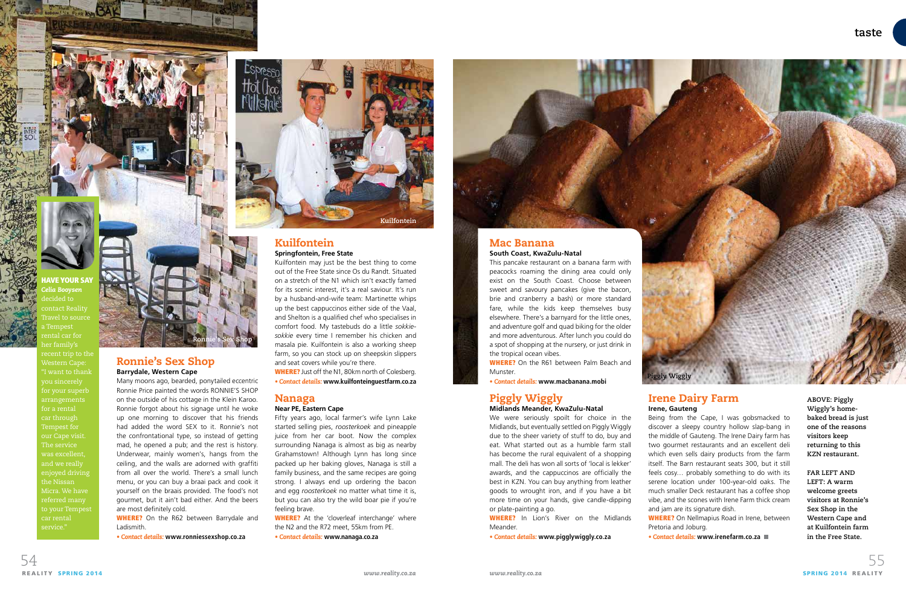### HAVE YOUR SAY

***Celia Booysen*** decided to contact Reality Travel to source a Tempest rental car for her family's recent trip to the Western Cape: "I want to thank you sincerely for your superb arrangements for a rental car through Tempest for our Cape visit. The service was excellent, and we really enjoyed driving the Nissan Micra. We have referred many to your Tempest car rental service."

Ronnie's Sex Shop

## Ronnie's Sex Shop

**Barrydale, Western Cape**

Many moons ago, bearded, ponytailed eccentric Ronnie Price painted the words RONNIE'S SHOP on the outside of his cottage in the Klein Karoo. Ronnie forgot about his signage until he woke up one morning to discover that his friends had added the word SEX to it. Ronnie's not the confrontational type, so instead of getting mad, he opened a pub; and the rest is history. Underwear, mainly women's, hangs from the ceiling, and the walls are adorned with graffiti from all over the world. There's a small lunch menu, or you can buy a braai pack and cook it yourself on the braais provided. The food's not gourmet, but it ain't bad either. And the beers are most definitely cold.

**WHERE?** On the R62 between Barrydale and Ladismith.

*• Contact details:* **www.ronniessexshop.co.za**

Kuilfontein

## Kuilfontein

**Springfontein, Free State**

Kuilfontein may just be the best thing to come out of the Free State since Os du Randt. Situated on a stretch of the N1 which isn't exactly famed for its scenic interest, it's a real saviour. It's run by a husband-and-wife team: Martinette whips up the best cappuccinos either side of the Vaal, and Shelton is a qualified chef who specialises in comfort food. My tastebuds do a little *sokkie-sokkie* every time I remember his chicken and masala pie. Kuilfontein is also a working sheep farm, so you can stock up on sheepskin slippers and seat covers while you're there.

**WHERE?** Just off the N1, 80km north of Colesberg.

*• Contact details:* **www.kuilfonteinguestfarm.co.za**

## Nanaga

**Near PE, Eastern Cape**

Fifty years ago, local farmer's wife Lynn Lake started selling pies, *roosterkoek* and pineapple juice from her car boot. Now the complex surrounding Nanaga is almost as big as nearby Grahamstown! Although Lynn has long since packed up her baking gloves, Nanaga is still a family business, and the same recipes are going strong. I always end up ordering the bacon and egg *roosterkoek* no matter what time it is, but you can also try the wild boar pie if you're feeling brave.

**WHERE?** At the 'cloverleaf interchange' where the N2 and the R72 meet, 55km from PE.

*• Contact details:* **www.nanaga.co.za**

## Mac Banana

**South Coast, KwaZulu-Natal**

This pancake restaurant on a banana farm with peacocks roaming the dining area could only exist on the South Coast. Choose between sweet and savoury pancakes (give the bacon, brie and cranberry a bash) or more standard fare, while the kids keep themselves busy elsewhere. There's a barnyard for the little ones, and adventure golf and quad biking for the older and more adventurous. After lunch you could do a spot of shopping at the nursery, or just drink in the tropical ocean vibes.

**WHERE?** On the R61 between Palm Beach and Munster.

*• Contact details:* **www.macbanana.mobi**

Piggly Wiggly

## Piggly Wiggly

**Midlands Meander, KwaZulu-Natal**

We were seriously spoilt for choice in the Midlands, but eventually settled on Piggly Wiggly due to the sheer variety of stuff to do, buy and eat. What started out as a humble farm stall has become the rural equivalent of a shopping mall. The deli has won all sorts of 'local is lekker' awards, and the cappuccinos are officially the best in KZN. You can buy anything from leather goods to wrought iron, and if you have a bit more time on your hands, give candle-dipping or plate-painting a go.

**WHERE?** In Lion's River on the Midlands Meander.

*• Contact details:* **www.pigglywiggly.co.za**

## Irene Dairy Farm

**Irene, Gauteng**

Being from the Cape, I was gobsmacked to discover a sleepy country hollow slap-bang in the middle of Gauteng. The Irene Dairy farm has two gourmet restaurants and an excellent deli which even sells dairy products from the farm itself. The Barn restaurant seats 300, but it still feels cosy… probably something to do with its serene location under 100-year-old oaks. The much smaller Deck restaurant has a coffee shop vibe, and the scones with Irene Farm thick cream and jam are its signature dish.

**WHERE?** On Nellmapius Road in Irene, between Pretoria and Joburg.

*• Contact details:* **www.irenefarm.co.za**

**ABOVE: Piggly Wiggly's home-baked bread is just one of the reasons visitors keep returning to this KZN restaurant.**

**FAR LEFT AND LEFT: A warm welcome greets visitors at Ronnie's Sex Shop in the Western Cape and at Kuilfontein farm in the Free State.**